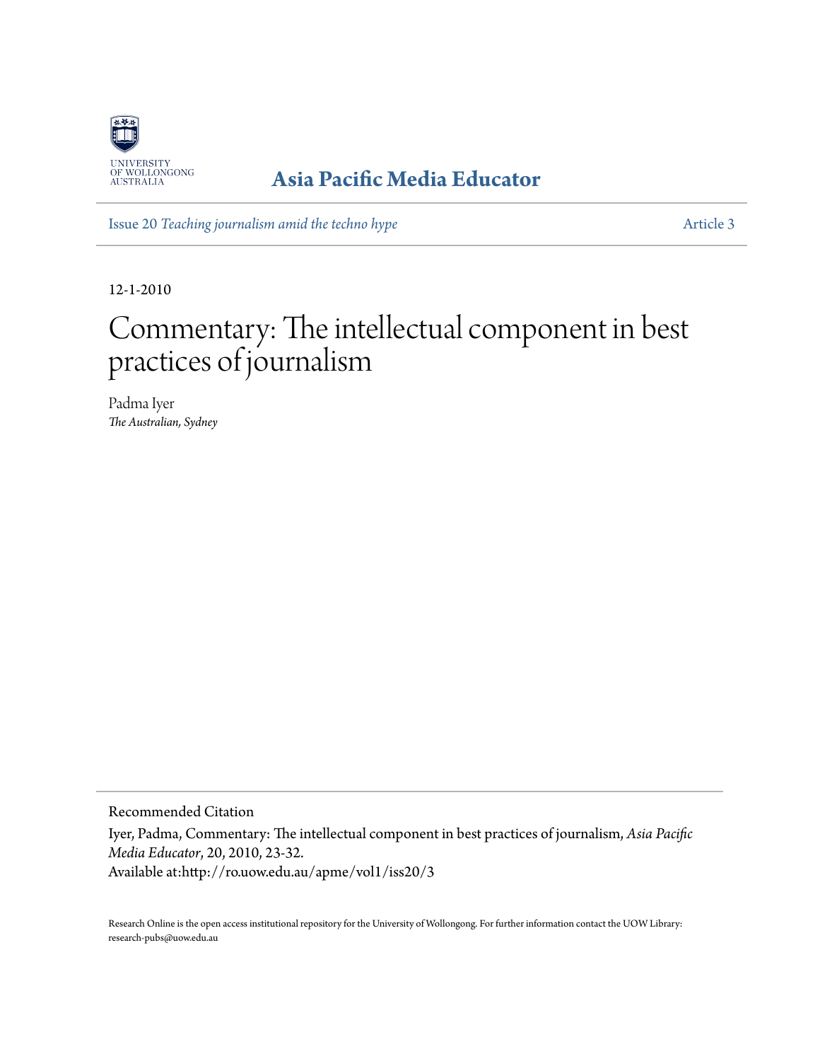UNIVERSITY OF WOLLONGONG AUSTRALIA

**Asia Pacific Media Educator**

Issue 20 *Teaching journalism amid the techno hype* — Article 3

12-1-2010

# Commentary: The intellectual component in best practices of journalism

Padma Iyer
*The Australian, Sydney*

Recommended Citation

Iyer, Padma, Commentary: The intellectual component in best practices of journalism, *Asia Pacific Media Educator*, 20, 2010, 23-32.
Available at:http://ro.uow.edu.au/apme/vol1/iss20/3

Research Online is the open access institutional repository for the University of Wollongong. For further information contact the UOW Library: research-pubs@uow.edu.au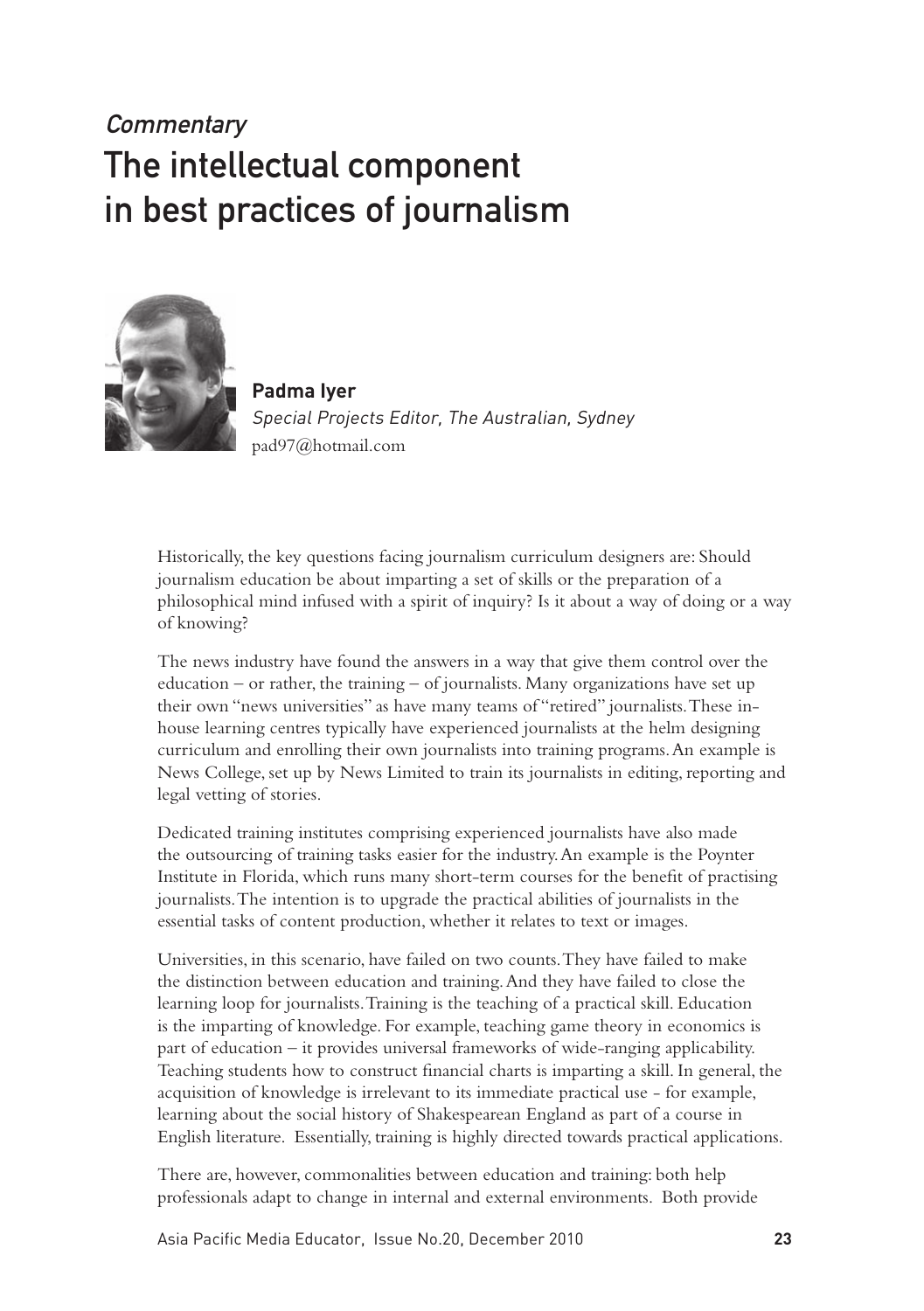*Commentary*

# The intellectual component in best practices of journalism

**Padma Iyer**
*Special Projects Editor, The Australian, Sydney*
pad97@hotmail.com

Historically, the key questions facing journalism curriculum designers are: Should journalism education be about imparting a set of skills or the preparation of a philosophical mind infused with a spirit of inquiry? Is it about a way of doing or a way of knowing?

The news industry have found the answers in a way that give them control over the education – or rather, the training – of journalists. Many organizations have set up their own "news universities" as have many teams of "retired" journalists. These in-house learning centres typically have experienced journalists at the helm designing curriculum and enrolling their own journalists into training programs. An example is News College, set up by News Limited to train its journalists in editing, reporting and legal vetting of stories.

Dedicated training institutes comprising experienced journalists have also made the outsourcing of training tasks easier for the industry. An example is the Poynter Institute in Florida, which runs many short-term courses for the benefit of practising journalists. The intention is to upgrade the practical abilities of journalists in the essential tasks of content production, whether it relates to text or images.

Universities, in this scenario, have failed on two counts. They have failed to make the distinction between education and training. And they have failed to close the learning loop for journalists. Training is the teaching of a practical skill. Education is the imparting of knowledge. For example, teaching game theory in economics is part of education – it provides universal frameworks of wide-ranging applicability. Teaching students how to construct financial charts is imparting a skill. In general, the acquisition of knowledge is irrelevant to its immediate practical use - for example, learning about the social history of Shakespearean England as part of a course in English literature. Essentially, training is highly directed towards practical applications.

There are, however, commonalities between education and training: both help professionals adapt to change in internal and external environments. Both provide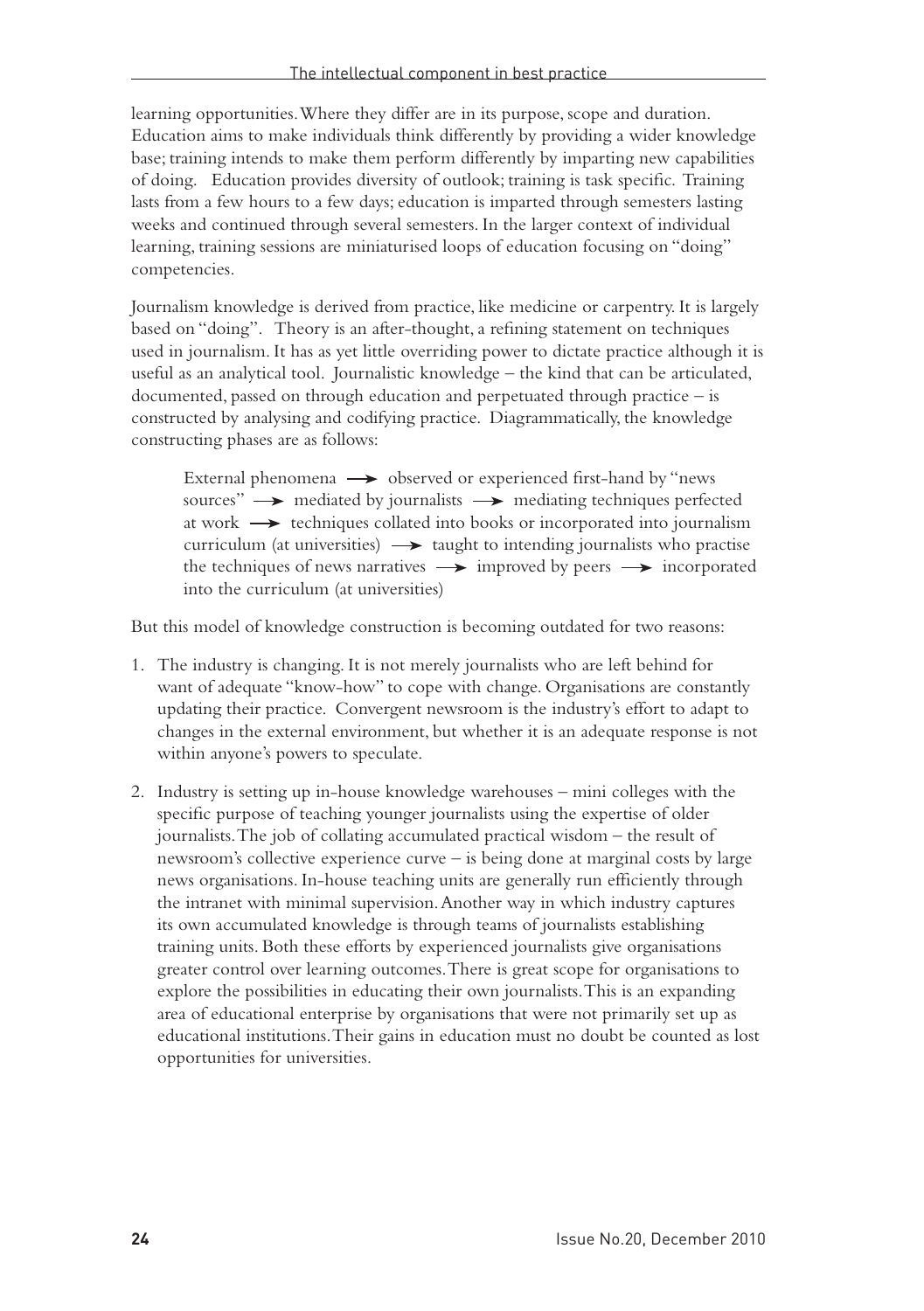learning opportunities. Where they differ are in its purpose, scope and duration. Education aims to make individuals think differently by providing a wider knowledge base; training intends to make them perform differently by imparting new capabilities of doing. Education provides diversity of outlook; training is task specific. Training lasts from a few hours to a few days; education is imparted through semesters lasting weeks and continued through several semesters. In the larger context of individual learning, training sessions are miniaturised loops of education focusing on "doing" competencies.

Journalism knowledge is derived from practice, like medicine or carpentry. It is largely based on "doing". Theory is an after-thought, a refining statement on techniques used in journalism. It has as yet little overriding power to dictate practice although it is useful as an analytical tool. Journalistic knowledge – the kind that can be articulated, documented, passed on through education and perpetuated through practice – is constructed by analysing and codifying practice. Diagrammatically, the knowledge constructing phases are as follows:

> External phenomena → observed or experienced first-hand by "news sources" → mediated by journalists → mediating techniques perfected at work → techniques collated into books or incorporated into journalism curriculum (at universities) → taught to intending journalists who practise the techniques of news narratives → improved by peers → incorporated into the curriculum (at universities)

But this model of knowledge construction is becoming outdated for two reasons:

1. The industry is changing. It is not merely journalists who are left behind for want of adequate "know-how" to cope with change. Organisations are constantly updating their practice. Convergent newsroom is the industry's effort to adapt to changes in the external environment, but whether it is an adequate response is not within anyone's powers to speculate.
2. Industry is setting up in-house knowledge warehouses – mini colleges with the specific purpose of teaching younger journalists using the expertise of older journalists. The job of collating accumulated practical wisdom – the result of newsroom's collective experience curve – is being done at marginal costs by large news organisations. In-house teaching units are generally run efficiently through the intranet with minimal supervision. Another way in which industry captures its own accumulated knowledge is through teams of journalists establishing training units. Both these efforts by experienced journalists give organisations greater control over learning outcomes. There is great scope for organisations to explore the possibilities in educating their own journalists. This is an expanding area of educational enterprise by organisations that were not primarily set up as educational institutions. Their gains in education must no doubt be counted as lost opportunities for universities.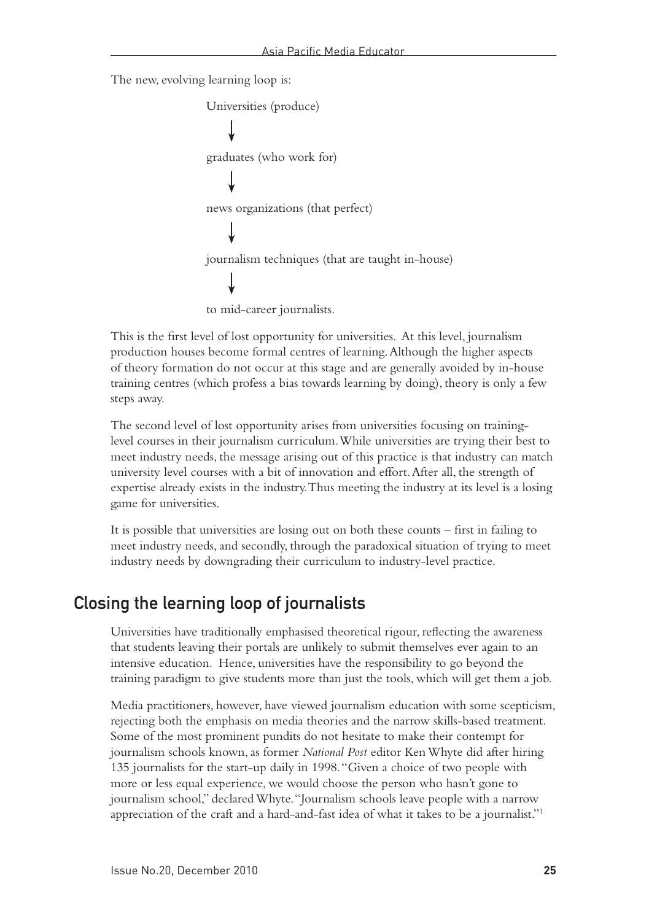The new, evolving learning loop is:

Universities (produce)

↓

graduates (who work for)

↓

news organizations (that perfect)

↓

journalism techniques (that are taught in-house)

↓

to mid-career journalists.

This is the first level of lost opportunity for universities. At this level, journalism production houses become formal centres of learning. Although the higher aspects of theory formation do not occur at this stage and are generally avoided by in-house training centres (which profess a bias towards learning by doing), theory is only a few steps away.

The second level of lost opportunity arises from universities focusing on training-level courses in their journalism curriculum. While universities are trying their best to meet industry needs, the message arising out of this practice is that industry can match university level courses with a bit of innovation and effort. After all, the strength of expertise already exists in the industry. Thus meeting the industry at its level is a losing game for universities.

It is possible that universities are losing out on both these counts – first in failing to meet industry needs, and secondly, through the paradoxical situation of trying to meet industry needs by downgrading their curriculum to industry-level practice.

## Closing the learning loop of journalists

Universities have traditionally emphasised theoretical rigour, reflecting the awareness that students leaving their portals are unlikely to submit themselves ever again to an intensive education. Hence, universities have the responsibility to go beyond the training paradigm to give students more than just the tools, which will get them a job.

Media practitioners, however, have viewed journalism education with some scepticism, rejecting both the emphasis on media theories and the narrow skills-based treatment. Some of the most prominent pundits do not hesitate to make their contempt for journalism schools known, as former *National Post* editor Ken Whyte did after hiring 135 journalists for the start-up daily in 1998. "Given a choice of two people with more or less equal experience, we would choose the person who hasn't gone to journalism school," declared Whyte. "Journalism schools leave people with a narrow appreciation of the craft and a hard-and-fast idea of what it takes to be a journalist."[1]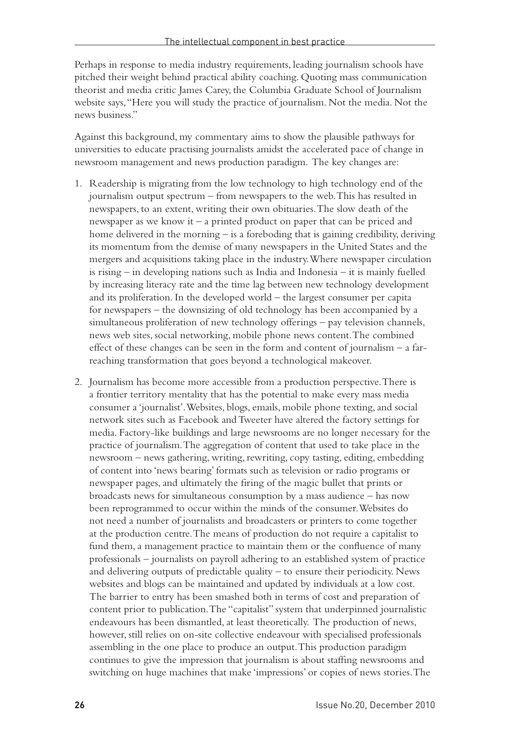Perhaps in response to media industry requirements, leading journalism schools have pitched their weight behind practical ability coaching. Quoting mass communication theorist and media critic James Carey, the Columbia Graduate School of Journalism website says, "Here you will study the practice of journalism. Not the media. Not the news business."

Against this background, my commentary aims to show the plausible pathways for universities to educate practising journalists amidst the accelerated pace of change in newsroom management and news production paradigm. The key changes are:

1. Readership is migrating from the low technology to high technology end of the journalism output spectrum – from newspapers to the web. This has resulted in newspapers, to an extent, writing their own obituaries. The slow death of the newspaper as we know it – a printed product on paper that can be priced and home delivered in the morning – is a foreboding that is gaining credibility, deriving its momentum from the demise of many newspapers in the United States and the mergers and acquisitions taking place in the industry. Where newspaper circulation is rising – in developing nations such as India and Indonesia – it is mainly fuelled by increasing literacy rate and the time lag between new technology development and its proliferation. In the developed world – the largest consumer per capita for newspapers – the downsizing of old technology has been accompanied by a simultaneous proliferation of new technology offerings – pay television channels, news web sites, social networking, mobile phone news content. The combined effect of these changes can be seen in the form and content of journalism – a far-reaching transformation that goes beyond a technological makeover.

2. Journalism has become more accessible from a production perspective. There is a frontier territory mentality that has the potential to make every mass media consumer a 'journalist'. Websites, blogs, emails, mobile phone texting, and social network sites such as Facebook and Tweeter have altered the factory settings for media. Factory-like buildings and large newsrooms are no longer necessary for the practice of journalism. The aggregation of content that used to take place in the newsroom – news gathering, writing, rewriting, copy tasting, editing, embedding of content into 'news bearing' formats such as television or radio programs or newspaper pages, and ultimately the firing of the magic bullet that prints or broadcasts news for simultaneous consumption by a mass audience – has now been reprogrammed to occur within the minds of the consumer. Websites do not need a number of journalists and broadcasters or printers to come together at the production centre. The means of production do not require a capitalist to fund them, a management practice to maintain them or the confluence of many professionals – journalists on payroll adhering to an established system of practice and delivering outputs of predictable quality – to ensure their periodicity. News websites and blogs can be maintained and updated by individuals at a low cost. The barrier to entry has been smashed both in terms of cost and preparation of content prior to publication. The "capitalist" system that underpinned journalistic endeavours has been dismantled, at least theoretically. The production of news, however, still relies on on-site collective endeavour with specialised professionals assembling in the one place to produce an output. This production paradigm continues to give the impression that journalism is about staffing newsrooms and switching on huge machines that make 'impressions' or copies of news stories. The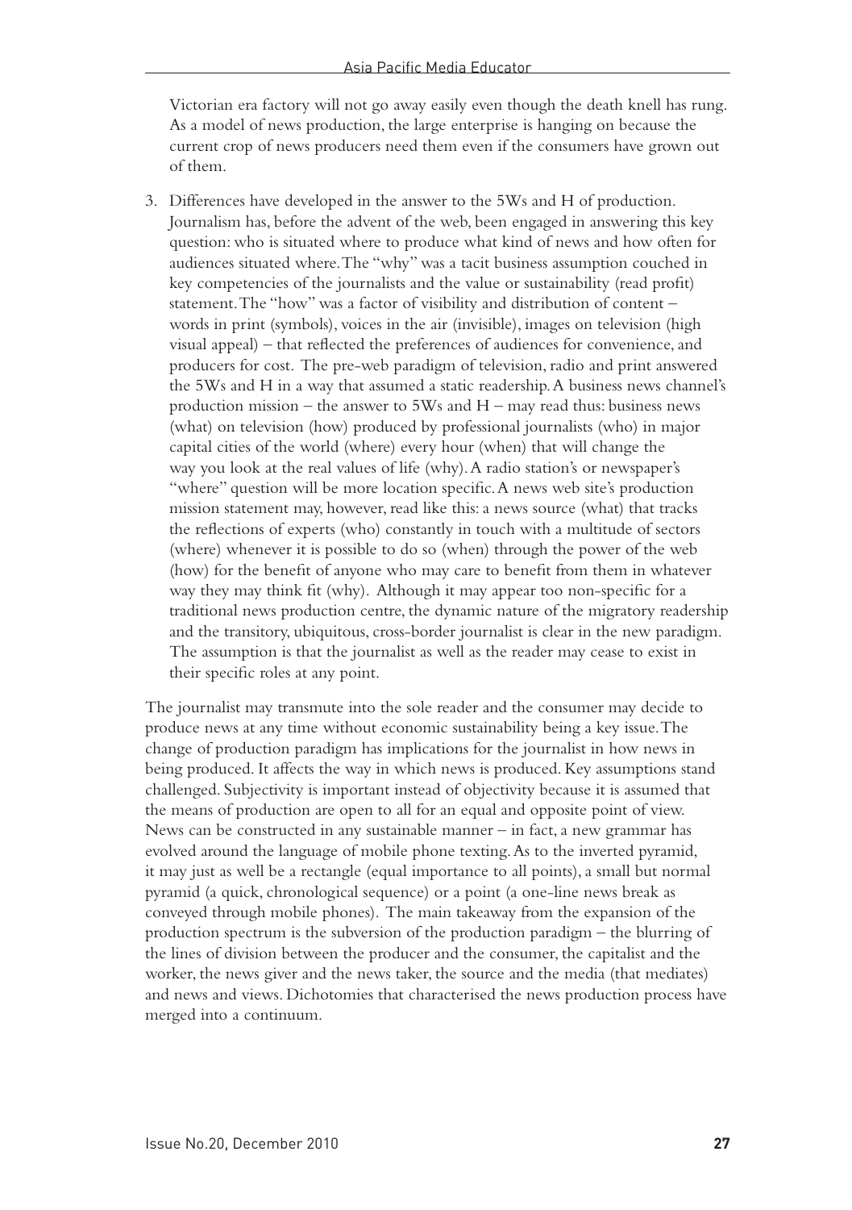Victorian era factory will not go away easily even though the death knell has rung. As a model of news production, the large enterprise is hanging on because the current crop of news producers need them even if the consumers have grown out of them.

3. Differences have developed in the answer to the 5Ws and H of production. Journalism has, before the advent of the web, been engaged in answering this key question: who is situated where to produce what kind of news and how often for audiences situated where. The "why" was a tacit business assumption couched in key competencies of the journalists and the value or sustainability (read profit) statement. The "how" was a factor of visibility and distribution of content – words in print (symbols), voices in the air (invisible), images on television (high visual appeal) – that reflected the preferences of audiences for convenience, and producers for cost. The pre-web paradigm of television, radio and print answered the 5Ws and H in a way that assumed a static readership. A business news channel's production mission – the answer to 5Ws and H – may read thus: business news (what) on television (how) produced by professional journalists (who) in major capital cities of the world (where) every hour (when) that will change the way you look at the real values of life (why). A radio station's or newspaper's "where" question will be more location specific. A news web site's production mission statement may, however, read like this: a news source (what) that tracks the reflections of experts (who) constantly in touch with a multitude of sectors (where) whenever it is possible to do so (when) through the power of the web (how) for the benefit of anyone who may care to benefit from them in whatever way they may think fit (why). Although it may appear too non-specific for a traditional news production centre, the dynamic nature of the migratory readership and the transitory, ubiquitous, cross-border journalist is clear in the new paradigm. The assumption is that the journalist as well as the reader may cease to exist in their specific roles at any point.

The journalist may transmute into the sole reader and the consumer may decide to produce news at any time without economic sustainability being a key issue. The change of production paradigm has implications for the journalist in how news in being produced. It affects the way in which news is produced. Key assumptions stand challenged. Subjectivity is important instead of objectivity because it is assumed that the means of production are open to all for an equal and opposite point of view. News can be constructed in any sustainable manner – in fact, a new grammar has evolved around the language of mobile phone texting. As to the inverted pyramid, it may just as well be a rectangle (equal importance to all points), a small but normal pyramid (a quick, chronological sequence) or a point (a one-line news break as conveyed through mobile phones). The main takeaway from the expansion of the production spectrum is the subversion of the production paradigm – the blurring of the lines of division between the producer and the consumer, the capitalist and the worker, the news giver and the news taker, the source and the media (that mediates) and news and views. Dichotomies that characterised the news production process have merged into a continuum.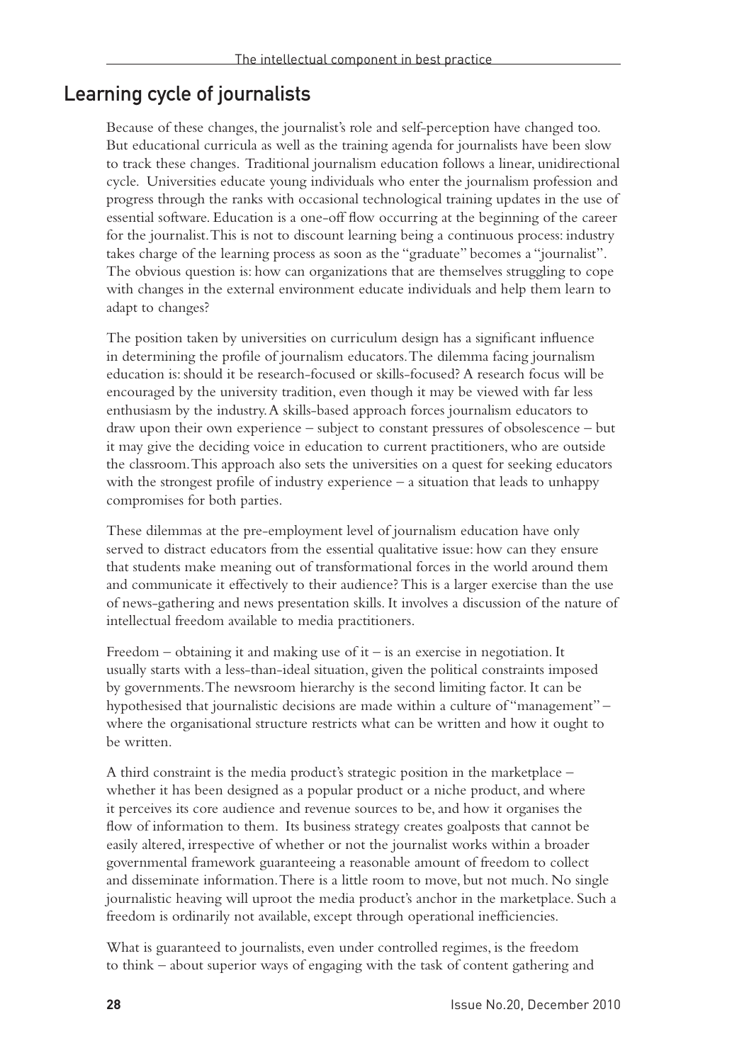## Learning cycle of journalists

Because of these changes, the journalist's role and self-perception have changed too. But educational curricula as well as the training agenda for journalists have been slow to track these changes. Traditional journalism education follows a linear, unidirectional cycle. Universities educate young individuals who enter the journalism profession and progress through the ranks with occasional technological training updates in the use of essential software. Education is a one-off flow occurring at the beginning of the career for the journalist. This is not to discount learning being a continuous process: industry takes charge of the learning process as soon as the "graduate" becomes a "journalist". The obvious question is: how can organizations that are themselves struggling to cope with changes in the external environment educate individuals and help them learn to adapt to changes?

The position taken by universities on curriculum design has a significant influence in determining the profile of journalism educators. The dilemma facing journalism education is: should it be research-focused or skills-focused? A research focus will be encouraged by the university tradition, even though it may be viewed with far less enthusiasm by the industry. A skills-based approach forces journalism educators to draw upon their own experience – subject to constant pressures of obsolescence – but it may give the deciding voice in education to current practitioners, who are outside the classroom. This approach also sets the universities on a quest for seeking educators with the strongest profile of industry experience – a situation that leads to unhappy compromises for both parties.

These dilemmas at the pre-employment level of journalism education have only served to distract educators from the essential qualitative issue: how can they ensure that students make meaning out of transformational forces in the world around them and communicate it effectively to their audience? This is a larger exercise than the use of news-gathering and news presentation skills. It involves a discussion of the nature of intellectual freedom available to media practitioners.

Freedom – obtaining it and making use of it – is an exercise in negotiation. It usually starts with a less-than-ideal situation, given the political constraints imposed by governments. The newsroom hierarchy is the second limiting factor. It can be hypothesised that journalistic decisions are made within a culture of "management" – where the organisational structure restricts what can be written and how it ought to be written.

A third constraint is the media product's strategic position in the marketplace – whether it has been designed as a popular product or a niche product, and where it perceives its core audience and revenue sources to be, and how it organises the flow of information to them. Its business strategy creates goalposts that cannot be easily altered, irrespective of whether or not the journalist works within a broader governmental framework guaranteeing a reasonable amount of freedom to collect and disseminate information. There is a little room to move, but not much. No single journalistic heaving will uproot the media product's anchor in the marketplace. Such a freedom is ordinarily not available, except through operational inefficiencies.

What is guaranteed to journalists, even under controlled regimes, is the freedom to think – about superior ways of engaging with the task of content gathering and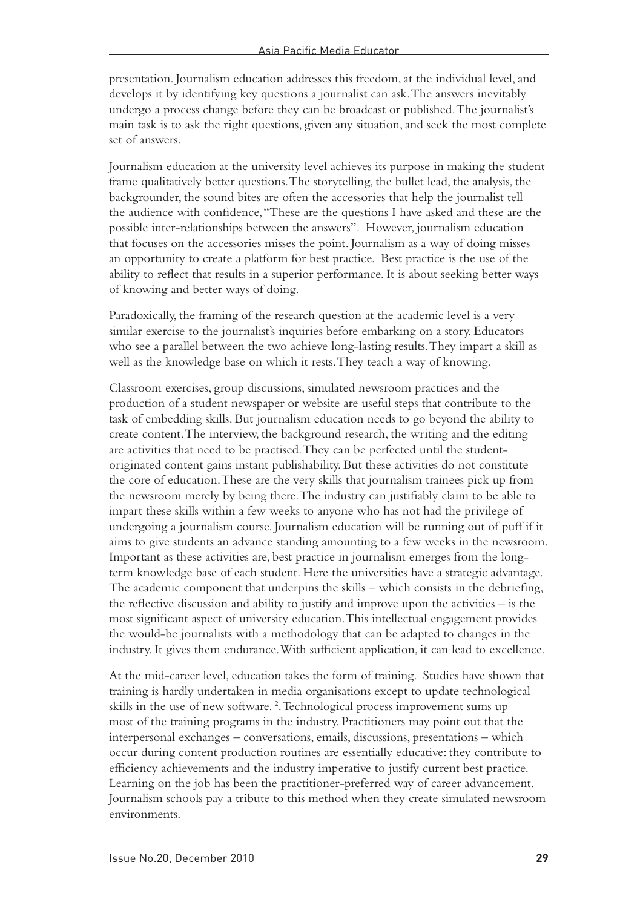presentation. Journalism education addresses this freedom, at the individual level, and develops it by identifying key questions a journalist can ask. The answers inevitably undergo a process change before they can be broadcast or published. The journalist's main task is to ask the right questions, given any situation, and seek the most complete set of answers.

Journalism education at the university level achieves its purpose in making the student frame qualitatively better questions. The storytelling, the bullet lead, the analysis, the backgrounder, the sound bites are often the accessories that help the journalist tell the audience with confidence, "These are the questions I have asked and these are the possible inter-relationships between the answers". However, journalism education that focuses on the accessories misses the point. Journalism as a way of doing misses an opportunity to create a platform for best practice. Best practice is the use of the ability to reflect that results in a superior performance. It is about seeking better ways of knowing and better ways of doing.

Paradoxically, the framing of the research question at the academic level is a very similar exercise to the journalist's inquiries before embarking on a story. Educators who see a parallel between the two achieve long-lasting results. They impart a skill as well as the knowledge base on which it rests. They teach a way of knowing.

Classroom exercises, group discussions, simulated newsroom practices and the production of a student newspaper or website are useful steps that contribute to the task of embedding skills. But journalism education needs to go beyond the ability to create content. The interview, the background research, the writing and the editing are activities that need to be practised. They can be perfected until the student-originated content gains instant publishability. But these activities do not constitute the core of education. These are the very skills that journalism trainees pick up from the newsroom merely by being there. The industry can justifiably claim to be able to impart these skills within a few weeks to anyone who has not had the privilege of undergoing a journalism course. Journalism education will be running out of puff if it aims to give students an advance standing amounting to a few weeks in the newsroom. Important as these activities are, best practice in journalism emerges from the long-term knowledge base of each student. Here the universities have a strategic advantage. The academic component that underpins the skills – which consists in the debriefing, the reflective discussion and ability to justify and improve upon the activities – is the most significant aspect of university education. This intellectual engagement provides the would-be journalists with a methodology that can be adapted to changes in the industry. It gives them endurance. With sufficient application, it can lead to excellence.

At the mid-career level, education takes the form of training. Studies have shown that training is hardly undertaken in media organisations except to update technological skills in the use of new software. [2]. Technological process improvement sums up most of the training programs in the industry. Practitioners may point out that the interpersonal exchanges – conversations, emails, discussions, presentations – which occur during content production routines are essentially educative: they contribute to efficiency achievements and the industry imperative to justify current best practice. Learning on the job has been the practitioner-preferred way of career advancement. Journalism schools pay a tribute to this method when they create simulated newsroom environments.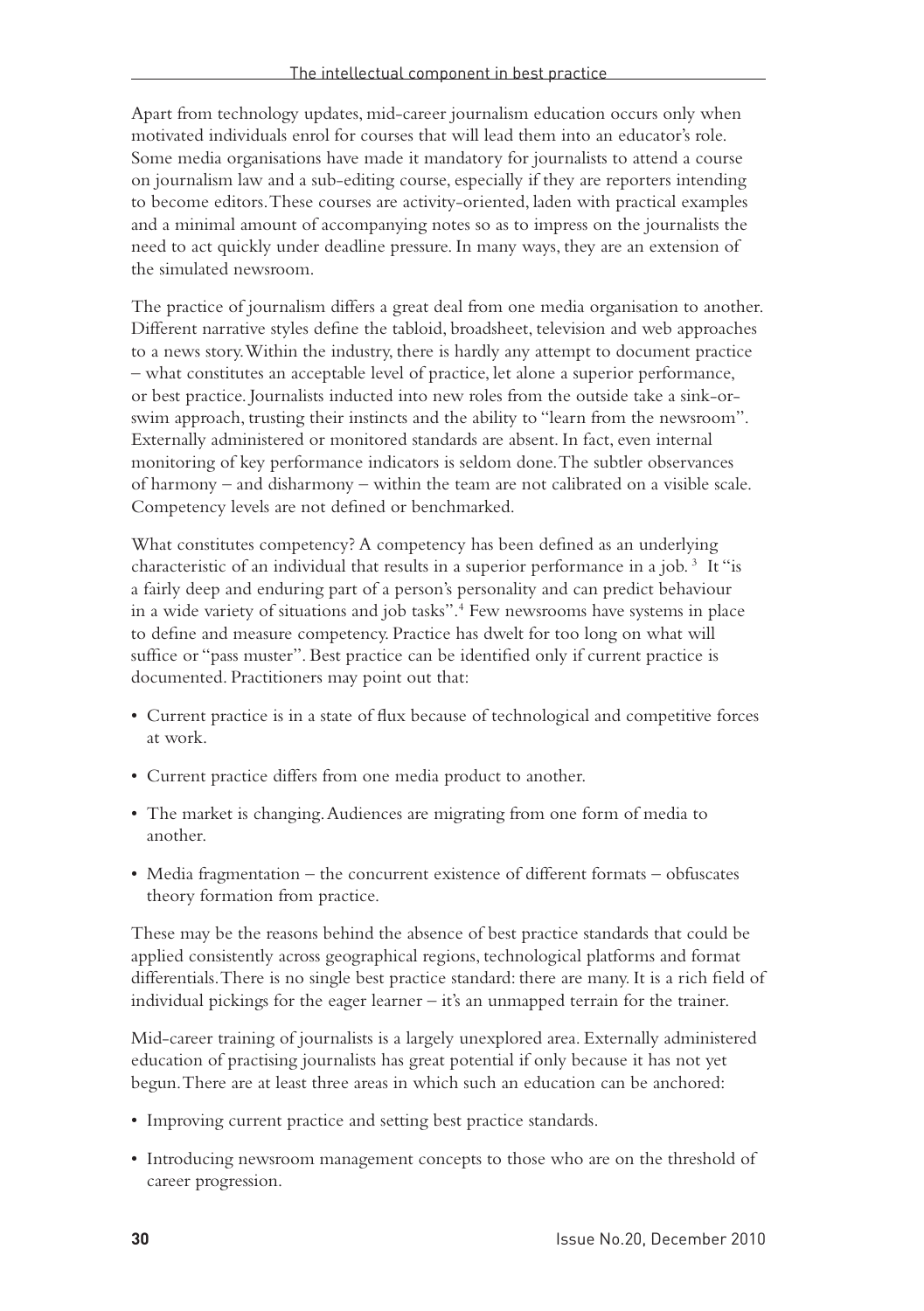Apart from technology updates, mid-career journalism education occurs only when motivated individuals enrol for courses that will lead them into an educator's role. Some media organisations have made it mandatory for journalists to attend a course on journalism law and a sub-editing course, especially if they are reporters intending to become editors. These courses are activity-oriented, laden with practical examples and a minimal amount of accompanying notes so as to impress on the journalists the need to act quickly under deadline pressure. In many ways, they are an extension of the simulated newsroom.

The practice of journalism differs a great deal from one media organisation to another. Different narrative styles define the tabloid, broadsheet, television and web approaches to a news story. Within the industry, there is hardly any attempt to document practice – what constitutes an acceptable level of practice, let alone a superior performance, or best practice. Journalists inducted into new roles from the outside take a sink-or-swim approach, trusting their instincts and the ability to "learn from the newsroom". Externally administered or monitored standards are absent. In fact, even internal monitoring of key performance indicators is seldom done. The subtler observances of harmony – and disharmony – within the team are not calibrated on a visible scale. Competency levels are not defined or benchmarked.

What constitutes competency? A competency has been defined as an underlying characteristic of an individual that results in a superior performance in a job.[3] It "is a fairly deep and enduring part of a person's personality and can predict behaviour in a wide variety of situations and job tasks".[4] Few newsrooms have systems in place to define and measure competency. Practice has dwelt for too long on what will suffice or "pass muster". Best practice can be identified only if current practice is documented. Practitioners may point out that:

- Current practice is in a state of flux because of technological and competitive forces at work.
- Current practice differs from one media product to another.
- The market is changing. Audiences are migrating from one form of media to another.
- Media fragmentation – the concurrent existence of different formats – obfuscates theory formation from practice.

These may be the reasons behind the absence of best practice standards that could be applied consistently across geographical regions, technological platforms and format differentials. There is no single best practice standard: there are many. It is a rich field of individual pickings for the eager learner – it's an unmapped terrain for the trainer.

Mid-career training of journalists is a largely unexplored area. Externally administered education of practising journalists has great potential if only because it has not yet begun. There are at least three areas in which such an education can be anchored:

- Improving current practice and setting best practice standards.
- Introducing newsroom management concepts to those who are on the threshold of career progression.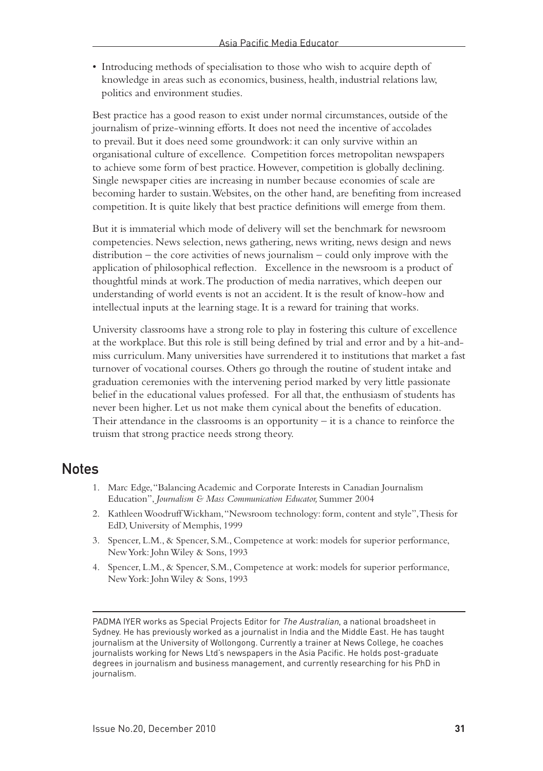- Introducing methods of specialisation to those who wish to acquire depth of knowledge in areas such as economics, business, health, industrial relations law, politics and environment studies.

Best practice has a good reason to exist under normal circumstances, outside of the journalism of prize-winning efforts. It does not need the incentive of accolades to prevail. But it does need some groundwork: it can only survive within an organisational culture of excellence. Competition forces metropolitan newspapers to achieve some form of best practice. However, competition is globally declining. Single newspaper cities are increasing in number because economies of scale are becoming harder to sustain. Websites, on the other hand, are benefiting from increased competition. It is quite likely that best practice definitions will emerge from them.

But it is immaterial which mode of delivery will set the benchmark for newsroom competencies. News selection, news gathering, news writing, news design and news distribution – the core activities of news journalism – could only improve with the application of philosophical reflection. Excellence in the newsroom is a product of thoughtful minds at work. The production of media narratives, which deepen our understanding of world events is not an accident. It is the result of know-how and intellectual inputs at the learning stage. It is a reward for training that works.

University classrooms have a strong role to play in fostering this culture of excellence at the workplace. But this role is still being defined by trial and error and by a hit-and-miss curriculum. Many universities have surrendered it to institutions that market a fast turnover of vocational courses. Others go through the routine of student intake and graduation ceremonies with the intervening period marked by very little passionate belief in the educational values professed. For all that, the enthusiasm of students has never been higher. Let us not make them cynical about the benefits of education. Their attendance in the classrooms is an opportunity – it is a chance to reinforce the truism that strong practice needs strong theory.

## Notes

1. Marc Edge, "Balancing Academic and Corporate Interests in Canadian Journalism Education", *Journalism & Mass Communication Educator,* Summer 2004
2. Kathleen Woodruff Wickham, "Newsroom technology: form, content and style", Thesis for EdD, University of Memphis, 1999
3. Spencer, L.M., & Spencer, S.M., Competence at work: models for superior performance, New York: John Wiley & Sons, 1993
4. Spencer, L.M., & Spencer, S.M., Competence at work: models for superior performance, New York: John Wiley & Sons, 1993

---

PADMA IYER works as Special Projects Editor for *The Australian*, a national broadsheet in Sydney. He has previously worked as a journalist in India and the Middle East. He has taught journalism at the University of Wollongong. Currently a trainer at News College, he coaches journalists working for News Ltd's newspapers in the Asia Pacific. He holds post-graduate degrees in journalism and business management, and currently researching for his PhD in journalism.